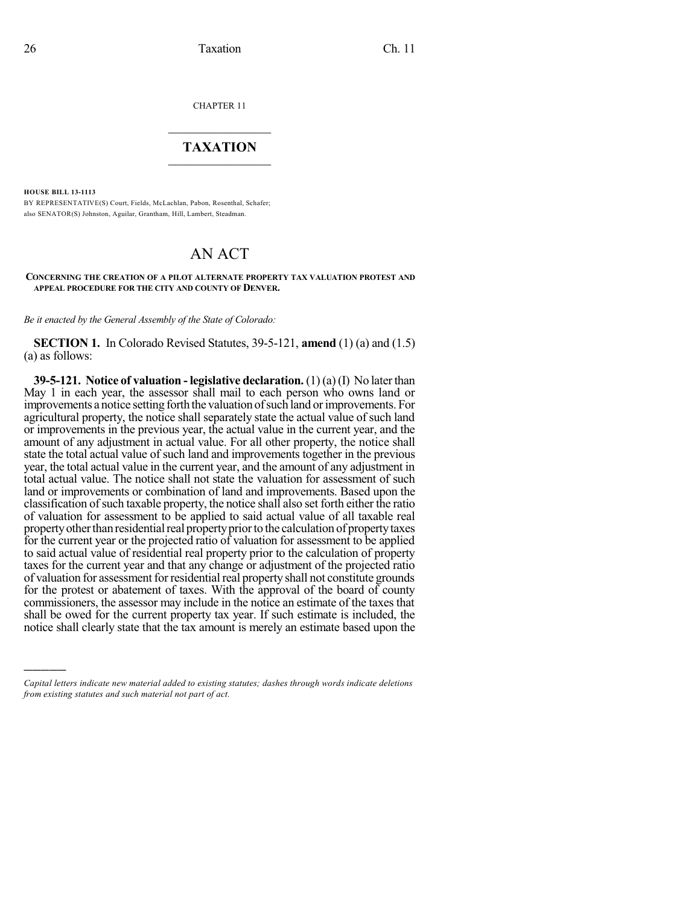CHAPTER 11

## TAXATION

**HOUSE BILL 13-1113**

BY REPRESENTATIVE(S) Court, Fields, McLachlan, Pabon, Rosenthal, Schafer; also SENATOR(S) Johnston, Aguilar, Grantham, Hill, Lambert, Steadman.

# AN ACT

**CONCERNING THE CREATION OF A PILOT ALTERNATE PROPERTY TAX VALUATION PROTEST AND APPEAL PROCEDURE FOR THE CITY AND COUNTY OF DENVER.**

*Be it enacted by the General Assembly of the State of Colorado:*

**SECTION 1.** In Colorado Revised Statutes, 39-5-121, **amend** (1) (a) and (1.5) (a) as follows:

**39-5-121. Notice of valuation - legislative declaration.** (1) (a) (I) No later than May 1 in each year, the assessor shall mail to each person who owns land or improvements a notice setting forth the valuation of such land or improvements. For agricultural property, the notice shall separately state the actual value of such land or improvements in the previous year, the actual value in the current year, and the amount of any adjustment in actual value. For all other property, the notice shall state the total actual value of such land and improvements together in the previous year, the total actual value in the current year, and the amount of any adjustment in total actual value. The notice shall not state the valuation for assessment of such land or improvements or combination of land and improvements. Based upon the classification of such taxable property, the notice shall also set forth either the ratio of valuation for assessment to be applied to said actual value of all taxable real property other than residential real property prior to the calculation of property taxes for the current year or the projected ratio of valuation for assessment to be applied to said actual value of residential real property prior to the calculation of property taxes for the current year and that any change or adjustment of the projected ratio of valuation for assessment for residential real property shall not constitute grounds for the protest or abatement of taxes. With the approval of the board of county commissioners, the assessor may include in the notice an estimate of the taxes that shall be owed for the current property tax year. If such estimate is included, the notice shall clearly state that the tax amount is merely an estimate based upon the

*Capital letters indicate new material added to existing statutes; dashes through words indicate deletions from existing statutes and such material not part of act.*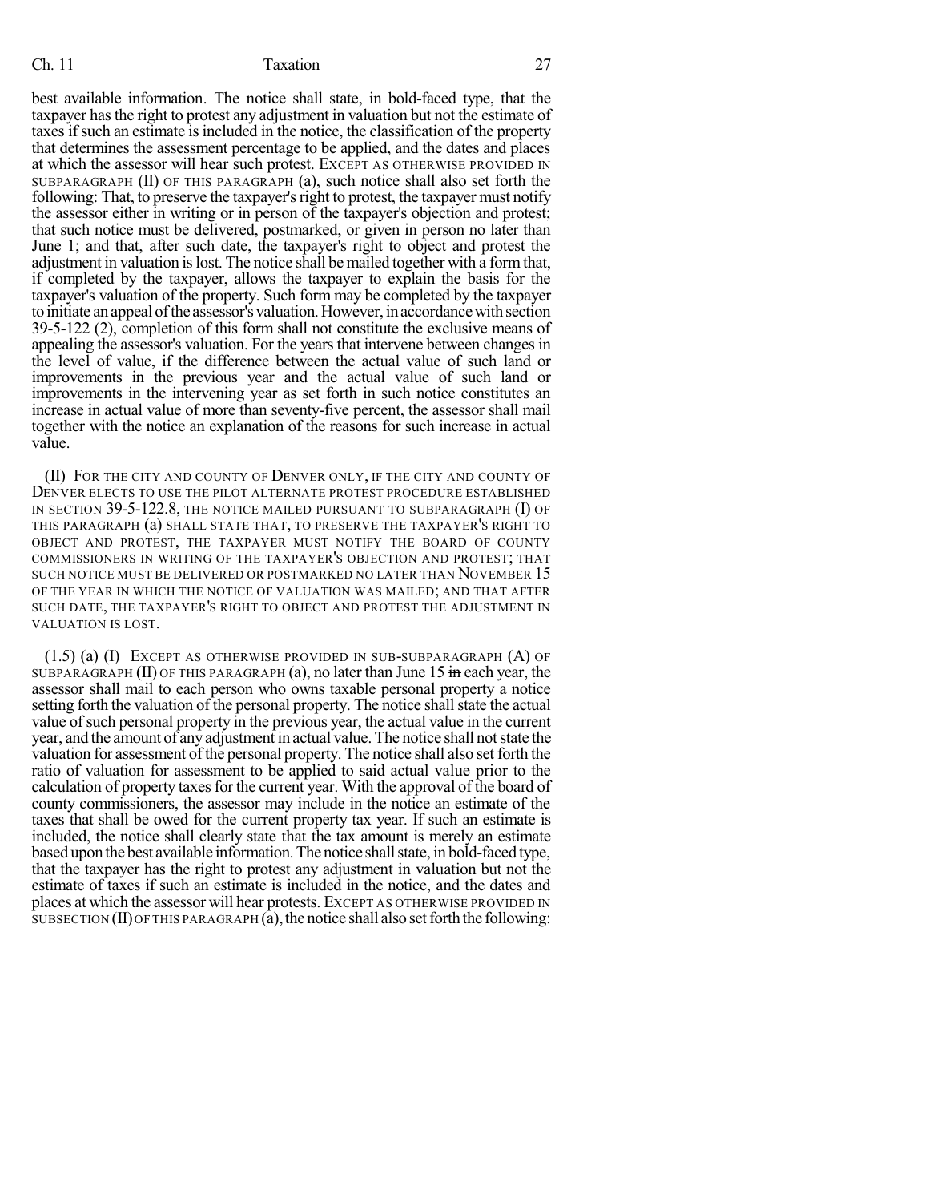best available information. The notice shall state, in bold-faced type, that the taxpayer has the right to protest any adjustment in valuation but not the estimate of taxes if such an estimate is included in the notice, the classification of the property that determines the assessment percentage to be applied, and the dates and places at which the assessor will hear such protest. EXCEPT AS OTHERWISE PROVIDED IN SUBPARAGRAPH (II) OF THIS PARAGRAPH (a), such notice shall also set forth the following: That, to preserve the taxpayer's right to protest, the taxpayer must notify the assessor either in writing or in person of the taxpayer's objection and protest; that such notice must be delivered, postmarked, or given in person no later than June 1; and that, after such date, the taxpayer's right to object and protest the adjustment in valuation is lost. The notice shall be mailed together with a form that, if completed by the taxpayer, allows the taxpayer to explain the basis for the taxpayer's valuation of the property. Such form may be completed by the taxpayer to initiate an appeal of the assessor's valuation. However, in accordance with section 39-5-122 (2), completion of this form shall not constitute the exclusive means of appealing the assessor's valuation. For the years that intervene between changes in the level of value, if the difference between the actual value of such land or improvements in the previous year and the actual value of such land or improvements in the intervening year as set forth in such notice constitutes an increase in actual value of more than seventy-five percent, the assessor shall mail together with the notice an explanation of the reasons for such increase in actual value.

(II) FOR THE CITY AND COUNTY OF DENVER ONLY, IF THE CITY AND COUNTY OF DENVER ELECTS TO USE THE PILOT ALTERNATE PROTEST PROCEDURE ESTABLISHED IN SECTION 39-5-122.8, THE NOTICE MAILED PURSUANT TO SUBPARAGRAPH (I) OF THIS PARAGRAPH (a) SHALL STATE THAT, TO PRESERVE THE TAXPAYER'S RIGHT TO OBJECT AND PROTEST, THE TAXPAYER MUST NOTIFY THE BOARD OF COUNTY COMMISSIONERS IN WRITING OF THE TAXPAYER'S OBJECTION AND PROTEST; THAT SUCH NOTICE MUST BE DELIVERED OR POSTMARKED NO LATER THAN NOVEMBER 15 OF THE YEAR IN WHICH THE NOTICE OF VALUATION WAS MAILED; AND THAT AFTER SUCH DATE, THE TAXPAYER'S RIGHT TO OBJECT AND PROTEST THE ADJUSTMENT IN VALUATION IS LOST.

(1.5) (a) (I) EXCEPT AS OTHERWISE PROVIDED IN SUB-SUBPARAGRAPH (A) OF SUBPARAGRAPH (II) OF THIS PARAGRAPH (a), no later than June 15 ~~in~~ each year, the assessor shall mail to each person who owns taxable personal property a notice setting forth the valuation of the personal property. The notice shall state the actual value of such personal property in the previous year, the actual value in the current year, and the amount of any adjustment in actual value. The notice shall not state the valuation for assessment of the personal property. The notice shall also set forth the ratio of valuation for assessment to be applied to said actual value prior to the calculation of property taxes for the current year. With the approval of the board of county commissioners, the assessor may include in the notice an estimate of the taxes that shall be owed for the current property tax year. If such an estimate is included, the notice shall clearly state that the tax amount is merely an estimate based upon the best available information. The notice shall state, in bold-faced type, that the taxpayer has the right to protest any adjustment in valuation but not the estimate of taxes if such an estimate is included in the notice, and the dates and places at which the assessor will hear protests. EXCEPT AS OTHERWISE PROVIDED IN SUBSECTION (II) OF THIS PARAGRAPH (a), the notice shall also set forth the following: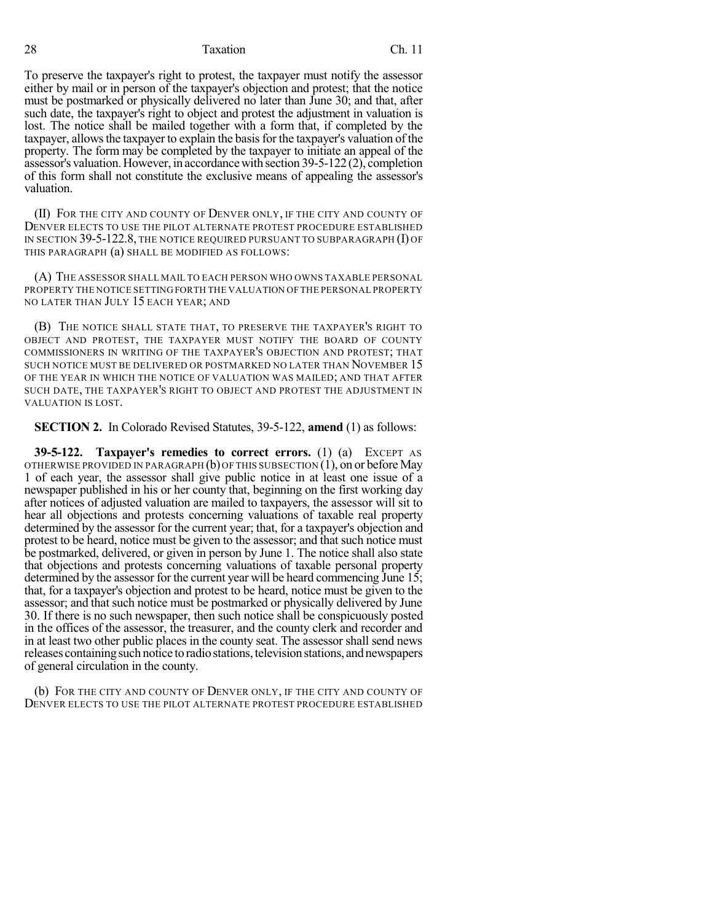To preserve the taxpayer's right to protest, the taxpayer must notify the assessor either by mail or in person of the taxpayer's objection and protest; that the notice must be postmarked or physically delivered no later than June 30; and that, after such date, the taxpayer's right to object and protest the adjustment in valuation is lost. The notice shall be mailed together with a form that, if completed by the taxpayer, allows the taxpayer to explain the basis for the taxpayer's valuation of the property. The form may be completed by the taxpayer to initiate an appeal of the assessor's valuation. However, in accordance with section 39-5-122 (2), completion of this form shall not constitute the exclusive means of appealing the assessor's valuation.

(II) FOR THE CITY AND COUNTY OF DENVER ONLY, IF THE CITY AND COUNTY OF DENVER ELECTS TO USE THE PILOT ALTERNATE PROTEST PROCEDURE ESTABLISHED IN SECTION 39-5-122.8, THE NOTICE REQUIRED PURSUANT TO SUBPARAGRAPH (I) OF THIS PARAGRAPH (a) SHALL BE MODIFIED AS FOLLOWS:

(A) THE ASSESSOR SHALL MAIL TO EACH PERSON WHO OWNS TAXABLE PERSONAL PROPERTY THE NOTICE SETTING FORTH THE VALUATION OF THE PERSONAL PROPERTY NO LATER THAN JULY 15 EACH YEAR; AND

(B) THE NOTICE SHALL STATE THAT, TO PRESERVE THE TAXPAYER'S RIGHT TO OBJECT AND PROTEST, THE TAXPAYER MUST NOTIFY THE BOARD OF COUNTY COMMISSIONERS IN WRITING OF THE TAXPAYER'S OBJECTION AND PROTEST; THAT SUCH NOTICE MUST BE DELIVERED OR POSTMARKED NO LATER THAN NOVEMBER 15 OF THE YEAR IN WHICH THE NOTICE OF VALUATION WAS MAILED; AND THAT AFTER SUCH DATE, THE TAXPAYER'S RIGHT TO OBJECT AND PROTEST THE ADJUSTMENT IN VALUATION IS LOST.

**SECTION 2.** In Colorado Revised Statutes, 39-5-122, **amend** (1) as follows:

**39-5-122. Taxpayer's remedies to correct errors.** (1) (a) EXCEPT AS OTHERWISE PROVIDED IN PARAGRAPH (b) OF THIS SUBSECTION (1), on or before May 1 of each year, the assessor shall give public notice in at least one issue of a newspaper published in his or her county that, beginning on the first working day after notices of adjusted valuation are mailed to taxpayers, the assessor will sit to hear all objections and protests concerning valuations of taxable real property determined by the assessor for the current year; that, for a taxpayer's objection and protest to be heard, notice must be given to the assessor; and that such notice must be postmarked, delivered, or given in person by June 1. The notice shall also state that objections and protests concerning valuations of taxable personal property determined by the assessor for the current year will be heard commencing June 15; that, for a taxpayer's objection and protest to be heard, notice must be given to the assessor; and that such notice must be postmarked or physically delivered by June 30. If there is no such newspaper, then such notice shall be conspicuously posted in the offices of the assessor, the treasurer, and the county clerk and recorder and in at least two other public places in the county seat. The assessor shall send news releases containing such notice to radio stations, television stations, and newspapers of general circulation in the county.

(b) FOR THE CITY AND COUNTY OF DENVER ONLY, IF THE CITY AND COUNTY OF DENVER ELECTS TO USE THE PILOT ALTERNATE PROTEST PROCEDURE ESTABLISHED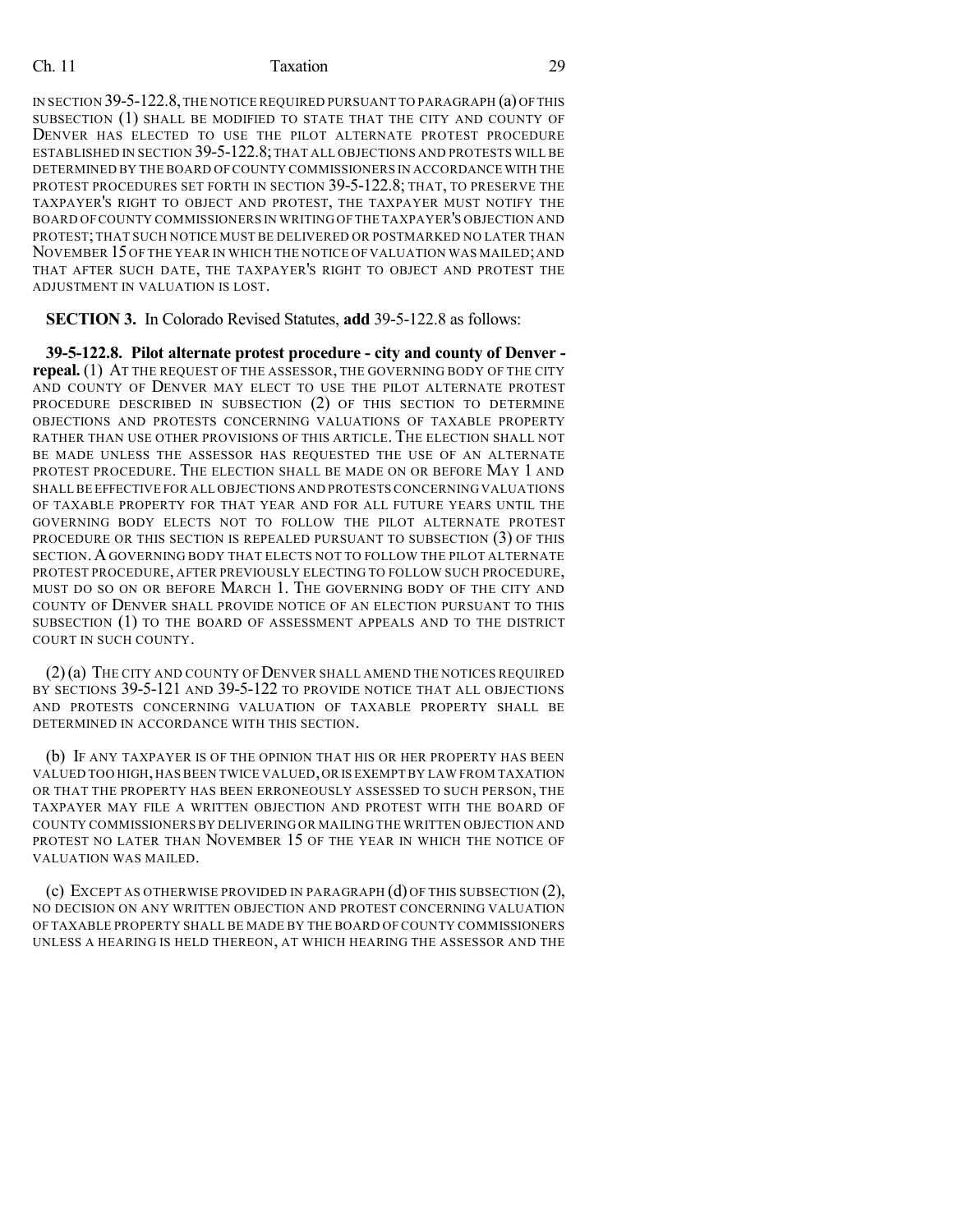IN SECTION 39-5-122.8, THE NOTICE REQUIRED PURSUANT TO PARAGRAPH (a) OF THIS SUBSECTION (1) SHALL BE MODIFIED TO STATE THAT THE CITY AND COUNTY OF DENVER HAS ELECTED TO USE THE PILOT ALTERNATE PROTEST PROCEDURE ESTABLISHED IN SECTION 39-5-122.8; THAT ALL OBJECTIONS AND PROTESTS WILL BE DETERMINED BY THE BOARD OF COUNTY COMMISSIONERS IN ACCORDANCE WITH THE PROTEST PROCEDURES SET FORTH IN SECTION 39-5-122.8; THAT, TO PRESERVE THE TAXPAYER'S RIGHT TO OBJECT AND PROTEST, THE TAXPAYER MUST NOTIFY THE BOARD OF COUNTY COMMISSIONERS IN WRITING OF THE TAXPAYER'S OBJECTION AND PROTEST; THAT SUCH NOTICE MUST BE DELIVERED OR POSTMARKED NO LATER THAN NOVEMBER 15 OF THE YEAR IN WHICH THE NOTICE OF VALUATION WAS MAILED; AND THAT AFTER SUCH DATE, THE TAXPAYER'S RIGHT TO OBJECT AND PROTEST THE ADJUSTMENT IN VALUATION IS LOST.

**SECTION 3.** In Colorado Revised Statutes, **add** 39-5-122.8 as follows:

**39-5-122.8. Pilot alternate protest procedure - city and county of Denver - repeal.** (1) AT THE REQUEST OF THE ASSESSOR, THE GOVERNING BODY OF THE CITY AND COUNTY OF DENVER MAY ELECT TO USE THE PILOT ALTERNATE PROTEST PROCEDURE DESCRIBED IN SUBSECTION (2) OF THIS SECTION TO DETERMINE OBJECTIONS AND PROTESTS CONCERNING VALUATIONS OF TAXABLE PROPERTY RATHER THAN USE OTHER PROVISIONS OF THIS ARTICLE. THE ELECTION SHALL NOT BE MADE UNLESS THE ASSESSOR HAS REQUESTED THE USE OF AN ALTERNATE PROTEST PROCEDURE. THE ELECTION SHALL BE MADE ON OR BEFORE MAY 1 AND SHALL BE EFFECTIVE FOR ALL OBJECTIONS AND PROTESTS CONCERNING VALUATIONS OF TAXABLE PROPERTY FOR THAT YEAR AND FOR ALL FUTURE YEARS UNTIL THE GOVERNING BODY ELECTS NOT TO FOLLOW THE PILOT ALTERNATE PROTEST PROCEDURE OR THIS SECTION IS REPEALED PURSUANT TO SUBSECTION (3) OF THIS SECTION. A GOVERNING BODY THAT ELECTS NOT TO FOLLOW THE PILOT ALTERNATE PROTEST PROCEDURE, AFTER PREVIOUSLY ELECTING TO FOLLOW SUCH PROCEDURE, MUST DO SO ON OR BEFORE MARCH 1. THE GOVERNING BODY OF THE CITY AND COUNTY OF DENVER SHALL PROVIDE NOTICE OF AN ELECTION PURSUANT TO THIS SUBSECTION (1) TO THE BOARD OF ASSESSMENT APPEALS AND TO THE DISTRICT COURT IN SUCH COUNTY.

(2) (a) THE CITY AND COUNTY OF DENVER SHALL AMEND THE NOTICES REQUIRED BY SECTIONS 39-5-121 AND 39-5-122 TO PROVIDE NOTICE THAT ALL OBJECTIONS AND PROTESTS CONCERNING VALUATION OF TAXABLE PROPERTY SHALL BE DETERMINED IN ACCORDANCE WITH THIS SECTION.

(b) IF ANY TAXPAYER IS OF THE OPINION THAT HIS OR HER PROPERTY HAS BEEN VALUED TOO HIGH, HAS BEEN TWICE VALUED, OR IS EXEMPT BY LAW FROM TAXATION OR THAT THE PROPERTY HAS BEEN ERRONEOUSLY ASSESSED TO SUCH PERSON, THE TAXPAYER MAY FILE A WRITTEN OBJECTION AND PROTEST WITH THE BOARD OF COUNTY COMMISSIONERS BY DELIVERING OR MAILING THE WRITTEN OBJECTION AND PROTEST NO LATER THAN NOVEMBER 15 OF THE YEAR IN WHICH THE NOTICE OF VALUATION WAS MAILED.

(c) EXCEPT AS OTHERWISE PROVIDED IN PARAGRAPH (d) OF THIS SUBSECTION (2), NO DECISION ON ANY WRITTEN OBJECTION AND PROTEST CONCERNING VALUATION OF TAXABLE PROPERTY SHALL BE MADE BY THE BOARD OF COUNTY COMMISSIONERS UNLESS A HEARING IS HELD THEREON, AT WHICH HEARING THE ASSESSOR AND THE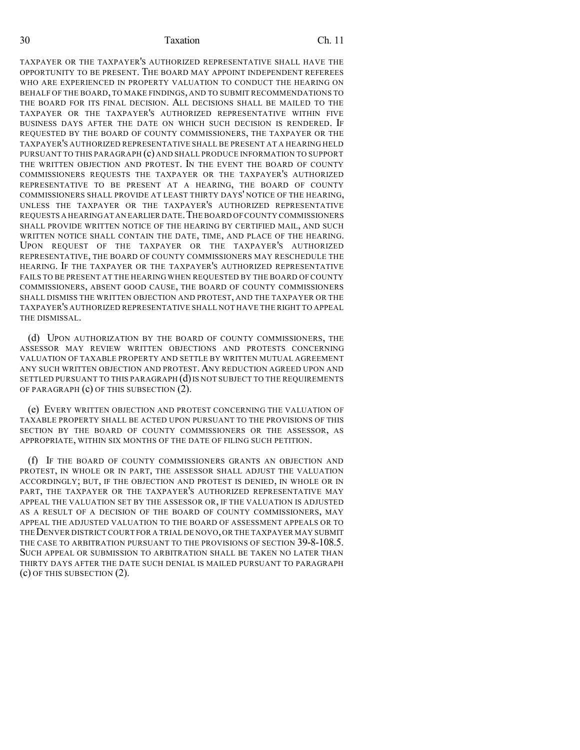TAXPAYER OR THE TAXPAYER'S AUTHORIZED REPRESENTATIVE SHALL HAVE THE OPPORTUNITY TO BE PRESENT. THE BOARD MAY APPOINT INDEPENDENT REFEREES WHO ARE EXPERIENCED IN PROPERTY VALUATION TO CONDUCT THE HEARING ON BEHALF OF THE BOARD, TO MAKE FINDINGS, AND TO SUBMIT RECOMMENDATIONS TO THE BOARD FOR ITS FINAL DECISION. ALL DECISIONS SHALL BE MAILED TO THE TAXPAYER OR THE TAXPAYER'S AUTHORIZED REPRESENTATIVE WITHIN FIVE BUSINESS DAYS AFTER THE DATE ON WHICH SUCH DECISION IS RENDERED. IF REQUESTED BY THE BOARD OF COUNTY COMMISSIONERS, THE TAXPAYER OR THE TAXPAYER'S AUTHORIZED REPRESENTATIVE SHALL BE PRESENT AT A HEARING HELD PURSUANT TO THIS PARAGRAPH (c) AND SHALL PRODUCE INFORMATION TO SUPPORT THE WRITTEN OBJECTION AND PROTEST. IN THE EVENT THE BOARD OF COUNTY COMMISSIONERS REQUESTS THE TAXPAYER OR THE TAXPAYER'S AUTHORIZED REPRESENTATIVE TO BE PRESENT AT A HEARING, THE BOARD OF COUNTY COMMISSIONERS SHALL PROVIDE AT LEAST THIRTY DAYS' NOTICE OF THE HEARING, UNLESS THE TAXPAYER OR THE TAXPAYER'S AUTHORIZED REPRESENTATIVE REQUESTS A HEARING AT AN EARLIER DATE. THE BOARD OF COUNTY COMMISSIONERS SHALL PROVIDE WRITTEN NOTICE OF THE HEARING BY CERTIFIED MAIL, AND SUCH WRITTEN NOTICE SHALL CONTAIN THE DATE, TIME, AND PLACE OF THE HEARING. UPON REQUEST OF THE TAXPAYER OR THE TAXPAYER'S AUTHORIZED REPRESENTATIVE, THE BOARD OF COUNTY COMMISSIONERS MAY RESCHEDULE THE HEARING. IF THE TAXPAYER OR THE TAXPAYER'S AUTHORIZED REPRESENTATIVE FAILS TO BE PRESENT AT THE HEARING WHEN REQUESTED BY THE BOARD OF COUNTY COMMISSIONERS, ABSENT GOOD CAUSE, THE BOARD OF COUNTY COMMISSIONERS SHALL DISMISS THE WRITTEN OBJECTION AND PROTEST, AND THE TAXPAYER OR THE TAXPAYER'S AUTHORIZED REPRESENTATIVE SHALL NOT HAVE THE RIGHT TO APPEAL THE DISMISSAL.

(d) UPON AUTHORIZATION BY THE BOARD OF COUNTY COMMISSIONERS, THE ASSESSOR MAY REVIEW WRITTEN OBJECTIONS AND PROTESTS CONCERNING VALUATION OF TAXABLE PROPERTY AND SETTLE BY WRITTEN MUTUAL AGREEMENT ANY SUCH WRITTEN OBJECTION AND PROTEST. ANY REDUCTION AGREED UPON AND SETTLED PURSUANT TO THIS PARAGRAPH (d) IS NOT SUBJECT TO THE REQUIREMENTS OF PARAGRAPH (c) OF THIS SUBSECTION (2).

(e) EVERY WRITTEN OBJECTION AND PROTEST CONCERNING THE VALUATION OF TAXABLE PROPERTY SHALL BE ACTED UPON PURSUANT TO THE PROVISIONS OF THIS SECTION BY THE BOARD OF COUNTY COMMISSIONERS OR THE ASSESSOR, AS APPROPRIATE, WITHIN SIX MONTHS OF THE DATE OF FILING SUCH PETITION.

(f) IF THE BOARD OF COUNTY COMMISSIONERS GRANTS AN OBJECTION AND PROTEST, IN WHOLE OR IN PART, THE ASSESSOR SHALL ADJUST THE VALUATION ACCORDINGLY; BUT, IF THE OBJECTION AND PROTEST IS DENIED, IN WHOLE OR IN PART, THE TAXPAYER OR THE TAXPAYER'S AUTHORIZED REPRESENTATIVE MAY APPEAL THE VALUATION SET BY THE ASSESSOR OR, IF THE VALUATION IS ADJUSTED AS A RESULT OF A DECISION OF THE BOARD OF COUNTY COMMISSIONERS, MAY APPEAL THE ADJUSTED VALUATION TO THE BOARD OF ASSESSMENT APPEALS OR TO THE DENVER DISTRICT COURT FOR A TRIAL DE NOVO, OR THE TAXPAYER MAY SUBMIT THE CASE TO ARBITRATION PURSUANT TO THE PROVISIONS OF SECTION 39-8-108.5. SUCH APPEAL OR SUBMISSION TO ARBITRATION SHALL BE TAKEN NO LATER THAN THIRTY DAYS AFTER THE DATE SUCH DENIAL IS MAILED PURSUANT TO PARAGRAPH (c) OF THIS SUBSECTION (2).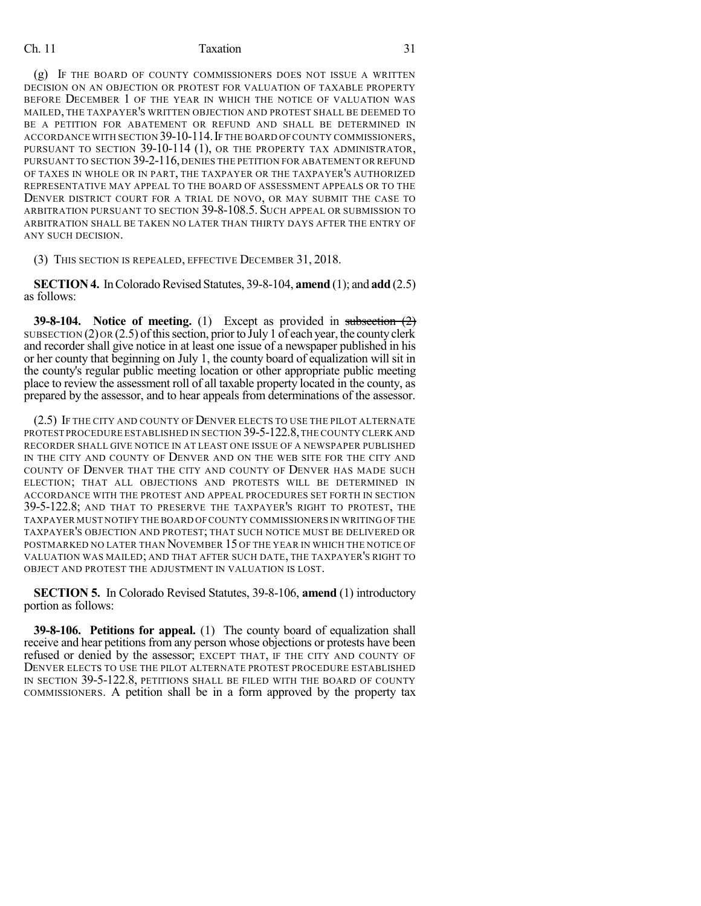(g) IF THE BOARD OF COUNTY COMMISSIONERS DOES NOT ISSUE A WRITTEN DECISION ON AN OBJECTION OR PROTEST FOR VALUATION OF TAXABLE PROPERTY BEFORE DECEMBER 1 OF THE YEAR IN WHICH THE NOTICE OF VALUATION WAS MAILED, THE TAXPAYER'S WRITTEN OBJECTION AND PROTEST SHALL BE DEEMED TO BE A PETITION FOR ABATEMENT OR REFUND AND SHALL BE DETERMINED IN ACCORDANCE WITH SECTION 39-10-114. IF THE BOARD OF COUNTY COMMISSIONERS, PURSUANT TO SECTION 39-10-114 (1), OR THE PROPERTY TAX ADMINISTRATOR, PURSUANT TO SECTION 39-2-116, DENIES THE PETITION FOR ABATEMENT OR REFUND OF TAXES IN WHOLE OR IN PART, THE TAXPAYER OR THE TAXPAYER'S AUTHORIZED REPRESENTATIVE MAY APPEAL TO THE BOARD OF ASSESSMENT APPEALS OR TO THE DENVER DISTRICT COURT FOR A TRIAL DE NOVO, OR MAY SUBMIT THE CASE TO ARBITRATION PURSUANT TO SECTION 39-8-108.5. SUCH APPEAL OR SUBMISSION TO ARBITRATION SHALL BE TAKEN NO LATER THAN THIRTY DAYS AFTER THE ENTRY OF ANY SUCH DECISION.

(3) THIS SECTION IS REPEALED, EFFECTIVE DECEMBER 31, 2018.

**SECTION 4.** In Colorado Revised Statutes, 39-8-104, **amend** (1); and **add** (2.5) as follows:

**39-8-104. Notice of meeting.** (1) Except as provided in ~~subsection (2)~~ SUBSECTION (2) OR (2.5) of this section, prior to July 1 of each year, the county clerk and recorder shall give notice in at least one issue of a newspaper published in his or her county that beginning on July 1, the county board of equalization will sit in the county's regular public meeting location or other appropriate public meeting place to review the assessment roll of all taxable property located in the county, as prepared by the assessor, and to hear appeals from determinations of the assessor.

(2.5) IF THE CITY AND COUNTY OF DENVER ELECTS TO USE THE PILOT ALTERNATE PROTEST PROCEDURE ESTABLISHED IN SECTION 39-5-122.8, THE COUNTY CLERK AND RECORDER SHALL GIVE NOTICE IN AT LEAST ONE ISSUE OF A NEWSPAPER PUBLISHED IN THE CITY AND COUNTY OF DENVER AND ON THE WEB SITE FOR THE CITY AND COUNTY OF DENVER THAT THE CITY AND COUNTY OF DENVER HAS MADE SUCH ELECTION; THAT ALL OBJECTIONS AND PROTESTS WILL BE DETERMINED IN ACCORDANCE WITH THE PROTEST AND APPEAL PROCEDURES SET FORTH IN SECTION 39-5-122.8; AND THAT TO PRESERVE THE TAXPAYER'S RIGHT TO PROTEST, THE TAXPAYER MUST NOTIFY THE BOARD OF COUNTY COMMISSIONERS IN WRITING OF THE TAXPAYER'S OBJECTION AND PROTEST; THAT SUCH NOTICE MUST BE DELIVERED OR POSTMARKED NO LATER THAN NOVEMBER 15 OF THE YEAR IN WHICH THE NOTICE OF VALUATION WAS MAILED; AND THAT AFTER SUCH DATE, THE TAXPAYER'S RIGHT TO OBJECT AND PROTEST THE ADJUSTMENT IN VALUATION IS LOST.

**SECTION 5.** In Colorado Revised Statutes, 39-8-106, **amend** (1) introductory portion as follows:

**39-8-106. Petitions for appeal.** (1) The county board of equalization shall receive and hear petitions from any person whose objections or protests have been refused or denied by the assessor; EXCEPT THAT, IF THE CITY AND COUNTY OF DENVER ELECTS TO USE THE PILOT ALTERNATE PROTEST PROCEDURE ESTABLISHED IN SECTION 39-5-122.8, PETITIONS SHALL BE FILED WITH THE BOARD OF COUNTY COMMISSIONERS. A petition shall be in a form approved by the property tax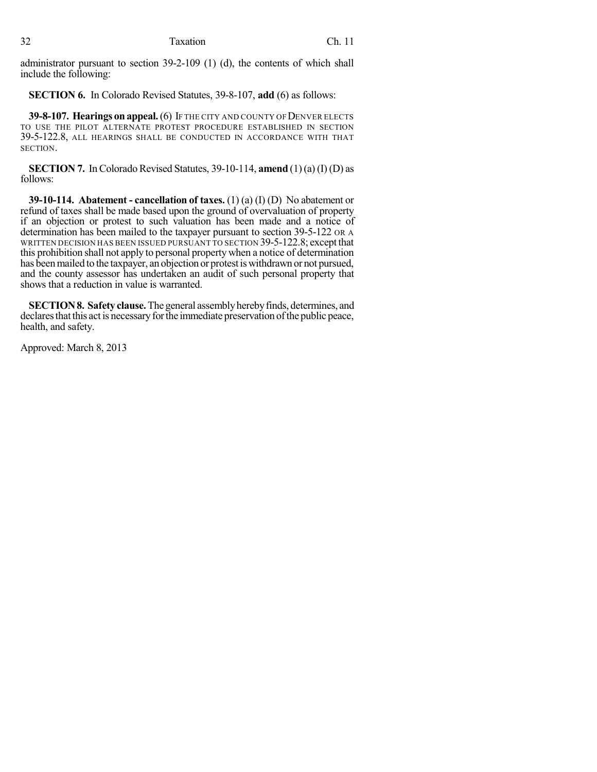administrator pursuant to section 39-2-109 (1) (d), the contents of which shall include the following:

**SECTION 6.** In Colorado Revised Statutes, 39-8-107, **add** (6) as follows:

**39-8-107. Hearings on appeal.** (6) IF THE CITY AND COUNTY OF DENVER ELECTS TO USE THE PILOT ALTERNATE PROTEST PROCEDURE ESTABLISHED IN SECTION 39-5-122.8, ALL HEARINGS SHALL BE CONDUCTED IN ACCORDANCE WITH THAT SECTION.

**SECTION 7.** In Colorado Revised Statutes, 39-10-114, **amend** (1) (a) (I) (D) as follows:

**39-10-114. Abatement - cancellation of taxes.** (1) (a) (I) (D) No abatement or refund of taxes shall be made based upon the ground of overvaluation of property if an objection or protest to such valuation has been made and a notice of determination has been mailed to the taxpayer pursuant to section 39-5-122 OR A WRITTEN DECISION HAS BEEN ISSUED PURSUANT TO SECTION 39-5-122.8; except that this prohibition shall not apply to personal property when a notice of determination has been mailed to the taxpayer, an objection or protest is withdrawn or not pursued, and the county assessor has undertaken an audit of such personal property that shows that a reduction in value is warranted.

**SECTION 8. Safety clause.** The general assembly hereby finds, determines, and declares that this act is necessary for the immediate preservation of the public peace, health, and safety.

Approved: March 8, 2013